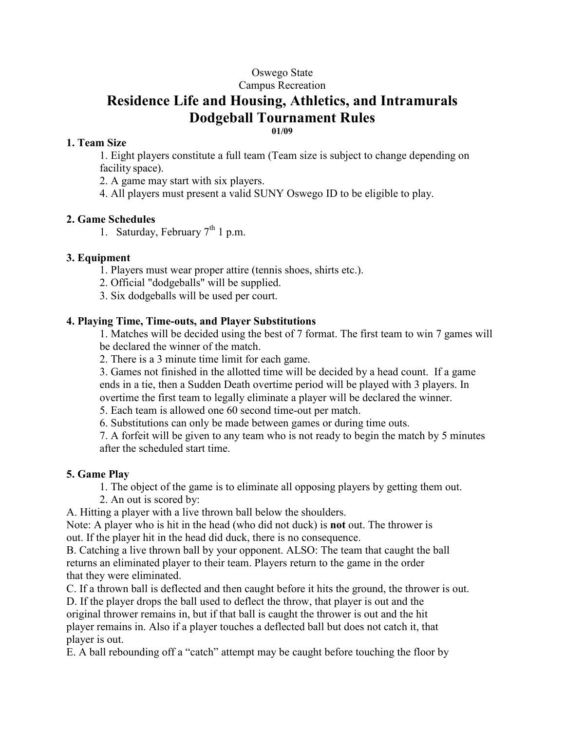Oswego State

Campus Recreation

# Residence Life and Housing, Athletics, and Intramurals Dodgeball Tournament Rules

**01/09**

**1. Team Size**

1. Eight players constitute a full team (Team size is subject to change depending on facility space).
2. A game may start with six players.
4. All players must present a valid SUNY Oswego ID to be eligible to play.

**2. Game Schedules**

1. Saturday, February 7th 1 p.m.

**3. Equipment**

1. Players must wear proper attire (tennis shoes, shirts etc.).
2. Official "dodgeballs" will be supplied.
3. Six dodgeballs will be used per court.

**4. Playing Time, Time-outs, and Player Substitutions**

1. Matches will be decided using the best of 7 format. The first team to win 7 games will be declared the winner of the match.
2. There is a 3 minute time limit for each game.
3. Games not finished in the allotted time will be decided by a head count. If a game ends in a tie, then a Sudden Death overtime period will be played with 3 players. In overtime the first team to legally eliminate a player will be declared the winner.
5. Each team is allowed one 60 second time-out per match.
6. Substitutions can only be made between games or during time outs.
7. A forfeit will be given to any team who is not ready to begin the match by 5 minutes after the scheduled start time.

**5. Game Play**

1. The object of the game is to eliminate all opposing players by getting them out.
2. An out is scored by:

A. Hitting a player with a live thrown ball below the shoulders.
Note: A player who is hit in the head (who did not duck) is **not** out. The thrower is out. If the player hit in the head did duck, there is no consequence.

B. Catching a live thrown ball by your opponent. ALSO: The team that caught the ball returns an eliminated player to their team. Players return to the game in the order that they were eliminated.

C. If a thrown ball is deflected and then caught before it hits the ground, the thrower is out.

D. If the player drops the ball used to deflect the throw, that player is out and the original thrower remains in, but if that ball is caught the thrower is out and the hit player remains in. Also if a player touches a deflected ball but does not catch it, that player is out.

E. A ball rebounding off a "catch" attempt may be caught before touching the floor by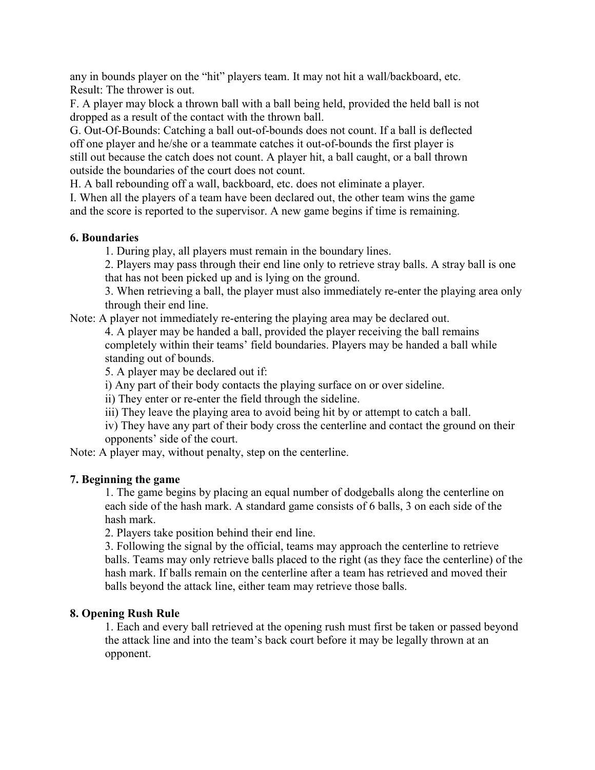any in bounds player on the "hit" players team. It may not hit a wall/backboard, etc. Result: The thrower is out.

F. A player may block a thrown ball with a ball being held, provided the held ball is not dropped as a result of the contact with the thrown ball.

G. Out-Of-Bounds: Catching a ball out-of-bounds does not count. If a ball is deflected off one player and he/she or a teammate catches it out-of-bounds the first player is still out because the catch does not count. A player hit, a ball caught, or a ball thrown outside the boundaries of the court does not count.

H. A ball rebounding off a wall, backboard, etc. does not eliminate a player.

I. When all the players of a team have been declared out, the other team wins the game and the score is reported to the supervisor. A new game begins if time is remaining.

**6. Boundaries**

1. During play, all players must remain in the boundary lines.
2. Players may pass through their end line only to retrieve stray balls. A stray ball is one that has not been picked up and is lying on the ground.
3. When retrieving a ball, the player must also immediately re-enter the playing area only through their end line.

Note: A player not immediately re-entering the playing area may be declared out.

4. A player may be handed a ball, provided the player receiving the ball remains completely within their teams' field boundaries. Players may be handed a ball while standing out of bounds.
5. A player may be declared out if:

i) Any part of their body contacts the playing surface on or over sideline.

ii) They enter or re-enter the field through the sideline.

iii) They leave the playing area to avoid being hit by or attempt to catch a ball.

iv) They have any part of their body cross the centerline and contact the ground on their opponents' side of the court.

Note: A player may, without penalty, step on the centerline.

**7. Beginning the game**

1. The game begins by placing an equal number of dodgeballs along the centerline on each side of the hash mark. A standard game consists of 6 balls, 3 on each side of the hash mark.
2. Players take position behind their end line.
3. Following the signal by the official, teams may approach the centerline to retrieve balls. Teams may only retrieve balls placed to the right (as they face the centerline) of the hash mark. If balls remain on the centerline after a team has retrieved and moved their balls beyond the attack line, either team may retrieve those balls.

**8. Opening Rush Rule**

1. Each and every ball retrieved at the opening rush must first be taken or passed beyond the attack line and into the team's back court before it may be legally thrown at an opponent.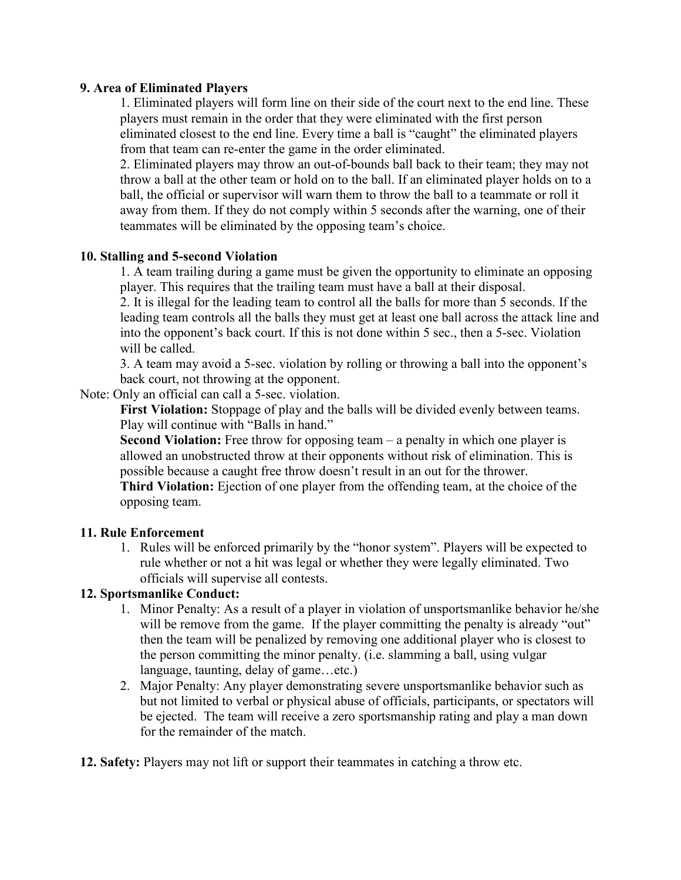**9. Area of Eliminated Players**

1. Eliminated players will form line on their side of the court next to the end line. These players must remain in the order that they were eliminated with the first person eliminated closest to the end line. Every time a ball is "caught" the eliminated players from that team can re-enter the game in the order eliminated.
2. Eliminated players may throw an out-of-bounds ball back to their team; they may not throw a ball at the other team or hold on to the ball. If an eliminated player holds on to a ball, the official or supervisor will warn them to throw the ball to a teammate or roll it away from them. If they do not comply within 5 seconds after the warning, one of their teammates will be eliminated by the opposing team's choice.

**10. Stalling and 5-second Violation**

1. A team trailing during a game must be given the opportunity to eliminate an opposing player. This requires that the trailing team must have a ball at their disposal.
2. It is illegal for the leading team to control all the balls for more than 5 seconds. If the leading team controls all the balls they must get at least one ball across the attack line and into the opponent's back court. If this is not done within 5 sec., then a 5-sec. Violation will be called.
3. A team may avoid a 5-sec. violation by rolling or throwing a ball into the opponent's back court, not throwing at the opponent.

Note: Only an official can call a 5-sec. violation.

**First Violation:** Stoppage of play and the balls will be divided evenly between teams. Play will continue with "Balls in hand."

**Second Violation:** Free throw for opposing team – a penalty in which one player is allowed an unobstructed throw at their opponents without risk of elimination. This is possible because a caught free throw doesn't result in an out for the thrower.

**Third Violation:** Ejection of one player from the offending team, at the choice of the opposing team.

**11. Rule Enforcement**

1. Rules will be enforced primarily by the "honor system". Players will be expected to rule whether or not a hit was legal or whether they were legally eliminated. Two officials will supervise all contests.

**12. Sportsmanlike Conduct:**

1. Minor Penalty: As a result of a player in violation of unsportsmanlike behavior he/she will be remove from the game. If the player committing the penalty is already "out" then the team will be penalized by removing one additional player who is closest to the person committing the minor penalty. (i.e. slamming a ball, using vulgar language, taunting, delay of game…etc.)
2. Major Penalty: Any player demonstrating severe unsportsmanlike behavior such as but not limited to verbal or physical abuse of officials, participants, or spectators will be ejected. The team will receive a zero sportsmanship rating and play a man down for the remainder of the match.

**12. Safety:** Players may not lift or support their teammates in catching a throw etc.